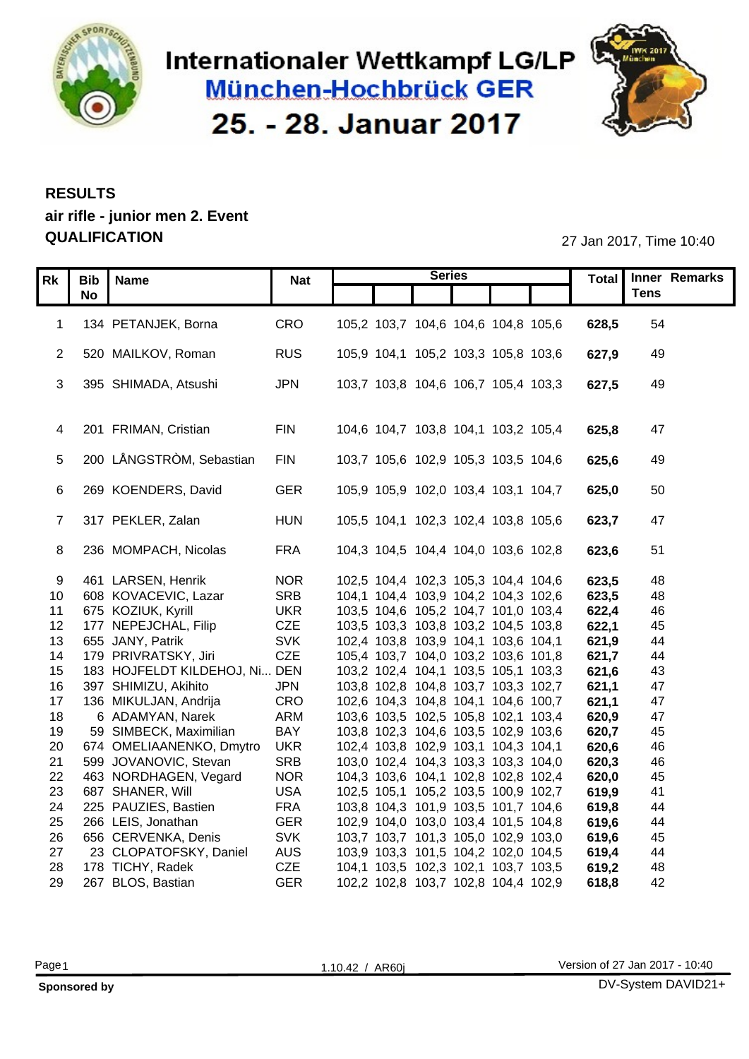# Internationaler Wettkampf LG/LP
## München-Hochbrück GER
## 25. - 28. Januar 2017

**RESULTS**
**air rifle - junior men 2. Event**
**QUALIFICATION**

27 Jan 2017, Time 10:40

| Rk | Bib No | Name | Nat | Series | | | | | | Total | Inner Tens | Remarks |
|---|---|---|---|---|---|---|---|---|---|---|---|---|
| 1 | 134 | PETANJEK, Borna | CRO | 105,2 | 103,7 | 104,6 | 104,6 | 104,8 | 105,6 | **628,5** | 54 | |
| 2 | 520 | MAILKOV, Roman | RUS | 105,9 | 104,1 | 105,2 | 103,3 | 105,8 | 103,6 | **627,9** | 49 | |
| 3 | 395 | SHIMADA, Atsushi | JPN | 103,7 | 103,8 | 104,6 | 106,7 | 105,4 | 103,3 | **627,5** | 49 | |
| 4 | 201 | FRIMAN, Cristian | FIN | 104,6 | 104,7 | 103,8 | 104,1 | 103,2 | 105,4 | **625,8** | 47 | |
| 5 | 200 | LÅNGSTRÒM, Sebastian | FIN | 103,7 | 105,6 | 102,9 | 105,3 | 103,5 | 104,6 | **625,6** | 49 | |
| 6 | 269 | KOENDERS, David | GER | 105,9 | 105,9 | 102,0 | 103,4 | 103,1 | 104,7 | **625,0** | 50 | |
| 7 | 317 | PEKLER, Zalan | HUN | 105,5 | 104,1 | 102,3 | 102,4 | 103,8 | 105,6 | **623,7** | 47 | |
| 8 | 236 | MOMPACH, Nicolas | FRA | 104,3 | 104,5 | 104,4 | 104,0 | 103,6 | 102,8 | **623,6** | 51 | |
| 9 | 461 | LARSEN, Henrik | NOR | 102,5 | 104,4 | 102,3 | 105,3 | 104,4 | 104,6 | **623,5** | 48 | |
| 10 | 608 | KOVACEVIC, Lazar | SRB | 104,1 | 104,4 | 103,9 | 104,2 | 104,3 | 102,6 | **623,5** | 48 | |
| 11 | 675 | KOZIUK, Kyrill | UKR | 103,5 | 104,6 | 105,2 | 104,7 | 101,0 | 103,4 | **622,4** | 46 | |
| 12 | 177 | NEPEJCHAL, Filip | CZE | 103,5 | 103,3 | 103,8 | 103,2 | 104,5 | 103,8 | **622,1** | 45 | |
| 13 | 655 | JANY, Patrik | SVK | 102,4 | 103,8 | 103,9 | 104,1 | 103,6 | 104,1 | **621,9** | 44 | |
| 14 | 179 | PRIVRATSKY, Jiri | CZE | 105,4 | 103,7 | 104,0 | 103,2 | 103,6 | 101,8 | **621,7** | 44 | |
| 15 | 183 | HOJFELDT KILDEHOJ, Ni... | DEN | 103,2 | 102,4 | 104,1 | 103,5 | 105,1 | 103,3 | **621,6** | 43 | |
| 16 | 397 | SHIMIZU, Akihito | JPN | 103,8 | 102,8 | 104,8 | 103,7 | 103,3 | 102,7 | **621,1** | 47 | |
| 17 | 136 | MIKULJAN, Andrija | CRO | 102,6 | 104,3 | 104,8 | 104,1 | 104,6 | 100,7 | **621,1** | 47 | |
| 18 | 6 | ADAMYAN, Narek | ARM | 103,6 | 103,5 | 102,5 | 105,8 | 102,1 | 103,4 | **620,9** | 47 | |
| 19 | 59 | SIMBECK, Maximilian | BAY | 103,8 | 102,3 | 104,6 | 103,5 | 102,9 | 103,6 | **620,7** | 45 | |
| 20 | 674 | OMELIAANENKO, Dmytro | UKR | 102,4 | 103,8 | 102,9 | 103,1 | 104,3 | 104,1 | **620,6** | 46 | |
| 21 | 599 | JOVANOVIC, Stevan | SRB | 103,0 | 102,4 | 104,3 | 103,3 | 103,3 | 104,0 | **620,3** | 46 | |
| 22 | 463 | NORDHAGEN, Vegard | NOR | 104,3 | 103,6 | 104,1 | 102,8 | 102,8 | 102,4 | **620,0** | 45 | |
| 23 | 687 | SHANER, Will | USA | 102,5 | 105,1 | 105,2 | 103,5 | 100,9 | 102,7 | **619,9** | 41 | |
| 24 | 225 | PAUZIES, Bastien | FRA | 103,8 | 104,3 | 101,9 | 103,5 | 101,7 | 104,6 | **619,8** | 44 | |
| 25 | 266 | LEIS, Jonathan | GER | 102,9 | 104,0 | 103,0 | 103,4 | 101,5 | 104,8 | **619,6** | 44 | |
| 26 | 656 | CERVENKA, Denis | SVK | 103,7 | 103,7 | 101,3 | 105,0 | 102,9 | 103,0 | **619,6** | 45 | |
| 27 | 23 | CLOPATOFSKY, Daniel | AUS | 103,9 | 103,3 | 101,5 | 104,2 | 102,0 | 104,5 | **619,4** | 44 | |
| 28 | 178 | TICHY, Radek | CZE | 104,1 | 103,5 | 102,3 | 102,1 | 103,7 | 103,5 | **619,2** | 48 | |
| 29 | 267 | BLOS, Bastian | GER | 102,2 | 102,8 | 103,7 | 102,8 | 104,4 | 102,9 | **618,8** | 42 | |

1.10.42 / AR60j

Version of 27 Jan 2017 - 10:40

**Sponsored by**

DV-System DAVID21+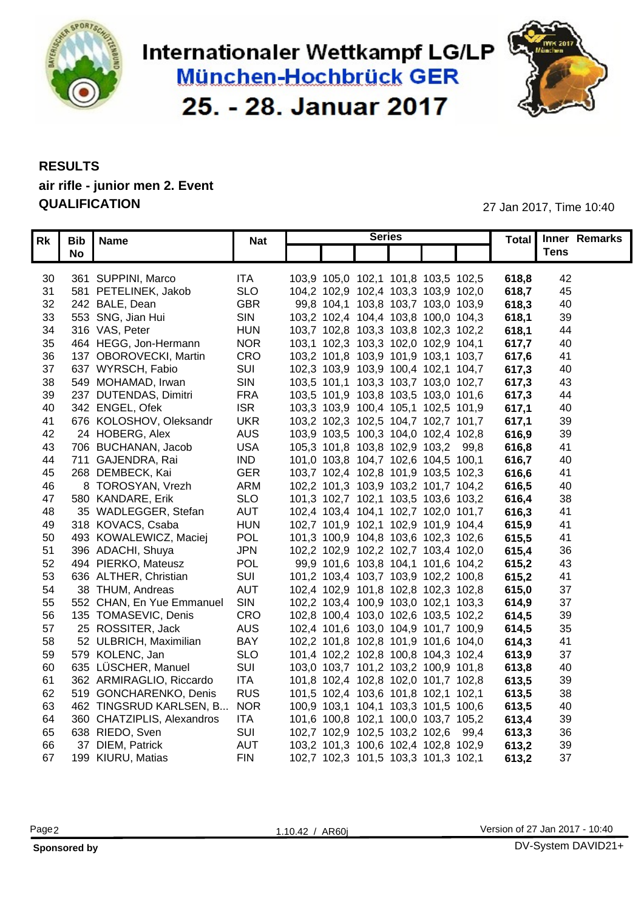# Internationaler Wettkampf LG/LP

## München-Hochbrück GER

## 25. - 28. Januar 2017

**RESULTS**

**air rifle - junior men 2. Event**

**QUALIFICATION**

27 Jan 2017, Time 10:40

| Rk | Bib No | Name | Nat | Series | | | | | | Total | Inner Tens | Remarks |
|---|---|---|---|---|---|---|---|---|---|---|---|---|
| 30 | 361 | SUPPINI, Marco | ITA | 103,9 | 105,0 | 102,1 | 101,8 | 103,5 | 102,5 | **618,8** | 42 | |
| 31 | 581 | PETELINEK, Jakob | SLO | 104,2 | 102,9 | 102,4 | 103,3 | 103,9 | 102,0 | **618,7** | 45 | |
| 32 | 242 | BALE, Dean | GBR | 99,8 | 104,1 | 103,8 | 103,7 | 103,0 | 103,9 | **618,3** | 40 | |
| 33 | 553 | SNG, Jian Hui | SIN | 103,2 | 102,4 | 104,4 | 103,8 | 100,0 | 104,3 | **618,1** | 39 | |
| 34 | 316 | VAS, Peter | HUN | 103,7 | 102,8 | 103,3 | 103,8 | 102,3 | 102,2 | **618,1** | 44 | |
| 35 | 464 | HEGG, Jon-Hermann | NOR | 103,1 | 102,3 | 103,3 | 102,0 | 102,9 | 104,1 | **617,7** | 40 | |
| 36 | 137 | OBOROVECKI, Martin | CRO | 103,2 | 101,8 | 103,9 | 101,9 | 103,1 | 103,7 | **617,6** | 41 | |
| 37 | 637 | WYRSCH, Fabio | SUI | 102,3 | 103,9 | 103,9 | 100,4 | 102,1 | 104,7 | **617,3** | 40 | |
| 38 | 549 | MOHAMAD, Irwan | SIN | 103,5 | 101,1 | 103,3 | 103,7 | 103,0 | 102,7 | **617,3** | 43 | |
| 39 | 237 | DUTENDAS, Dimitri | FRA | 103,5 | 101,9 | 103,8 | 103,5 | 103,0 | 101,6 | **617,3** | 44 | |
| 40 | 342 | ENGEL, Ofek | ISR | 103,3 | 103,9 | 100,4 | 105,1 | 102,5 | 101,9 | **617,1** | 40 | |
| 41 | 676 | KOLOSHOV, Oleksandr | UKR | 103,2 | 102,3 | 102,5 | 104,7 | 102,7 | 101,7 | **617,1** | 39 | |
| 42 | 24 | HOBERG, Alex | AUS | 103,9 | 103,5 | 100,3 | 104,0 | 102,4 | 102,8 | **616,9** | 39 | |
| 43 | 706 | BUCHANAN, Jacob | USA | 105,3 | 101,8 | 103,8 | 102,9 | 103,2 | 99,8 | **616,8** | 41 | |
| 44 | 711 | GAJENDRA, Rai | IND | 101,0 | 103,8 | 104,7 | 102,6 | 104,5 | 100,1 | **616,7** | 40 | |
| 45 | 268 | DEMBECK, Kai | GER | 103,7 | 102,4 | 102,8 | 101,9 | 103,5 | 102,3 | **616,6** | 41 | |
| 46 | 8 | TOROSYAN, Vrezh | ARM | 102,2 | 101,3 | 103,9 | 103,2 | 101,7 | 104,2 | **616,5** | 40 | |
| 47 | 580 | KANDARE, Erik | SLO | 101,3 | 102,7 | 102,1 | 103,5 | 103,6 | 103,2 | **616,4** | 38 | |
| 48 | 35 | WADLEGGER, Stefan | AUT | 102,4 | 103,4 | 104,1 | 102,7 | 102,0 | 101,7 | **616,3** | 41 | |
| 49 | 318 | KOVACS, Csaba | HUN | 102,7 | 101,9 | 102,1 | 102,9 | 101,9 | 104,4 | **615,9** | 41 | |
| 50 | 493 | KOWALEWICZ, Maciej | POL | 101,3 | 100,9 | 104,8 | 103,6 | 102,3 | 102,6 | **615,5** | 41 | |
| 51 | 396 | ADACHI, Shuya | JPN | 102,2 | 102,9 | 102,2 | 102,7 | 103,4 | 102,0 | **615,4** | 36 | |
| 52 | 494 | PIERKO, Mateusz | POL | 99,9 | 101,6 | 103,8 | 104,1 | 101,6 | 104,2 | **615,2** | 43 | |
| 53 | 636 | ALTHER, Christian | SUI | 101,2 | 103,4 | 103,7 | 103,9 | 102,2 | 100,8 | **615,2** | 41 | |
| 54 | 38 | THUM, Andreas | AUT | 102,4 | 102,9 | 101,8 | 102,8 | 102,3 | 102,8 | **615,0** | 37 | |
| 55 | 552 | CHAN, En Yue Emmanuel | SIN | 102,2 | 103,4 | 100,9 | 103,0 | 102,1 | 103,3 | **614,9** | 37 | |
| 56 | 135 | TOMASEVIC, Denis | CRO | 102,8 | 100,4 | 103,0 | 102,6 | 103,5 | 102,2 | **614,5** | 39 | |
| 57 | 25 | ROSSITER, Jack | AUS | 102,4 | 101,6 | 103,0 | 104,9 | 101,7 | 100,9 | **614,5** | 35 | |
| 58 | 52 | ULBRICH, Maximilian | BAY | 102,2 | 101,8 | 102,8 | 101,9 | 101,6 | 104,0 | **614,3** | 41 | |
| 59 | 579 | KOLENC, Jan | SLO | 101,4 | 102,2 | 102,8 | 100,8 | 104,3 | 102,4 | **613,9** | 37 | |
| 60 | 635 | LÜSCHER, Manuel | SUI | 103,0 | 103,7 | 101,2 | 103,2 | 100,9 | 101,8 | **613,8** | 40 | |
| 61 | 362 | ARMIRAGLIO, Riccardo | ITA | 101,8 | 102,4 | 102,8 | 102,0 | 101,7 | 102,8 | **613,5** | 39 | |
| 62 | 519 | GONCHARENKO, Denis | RUS | 101,5 | 102,4 | 103,6 | 101,8 | 102,1 | 102,1 | **613,5** | 38 | |
| 63 | 462 | TINGSRUD KARLSEN, B... | NOR | 100,9 | 103,1 | 104,1 | 103,3 | 101,5 | 100,6 | **613,5** | 40 | |
| 64 | 360 | CHATZIPLIS, Alexandros | ITA | 101,6 | 100,8 | 102,1 | 100,0 | 103,7 | 105,2 | **613,4** | 39 | |
| 65 | 638 | RIEDO, Sven | SUI | 102,7 | 102,9 | 102,5 | 103,2 | 102,6 | 99,4 | **613,3** | 36 | |
| 66 | 37 | DIEM, Patrick | AUT | 103,2 | 101,3 | 100,6 | 102,4 | 102,8 | 102,9 | **613,2** | 39 | |
| 67 | 199 | KIURU, Matias | FIN | 102,7 | 102,3 | 101,5 | 103,3 | 101,3 | 102,1 | **613,2** | 37 | |

1.10.42 / AR60j

Version of 27 Jan 2017 - 10:40

**Sponsored by**

DV-System DAVID21+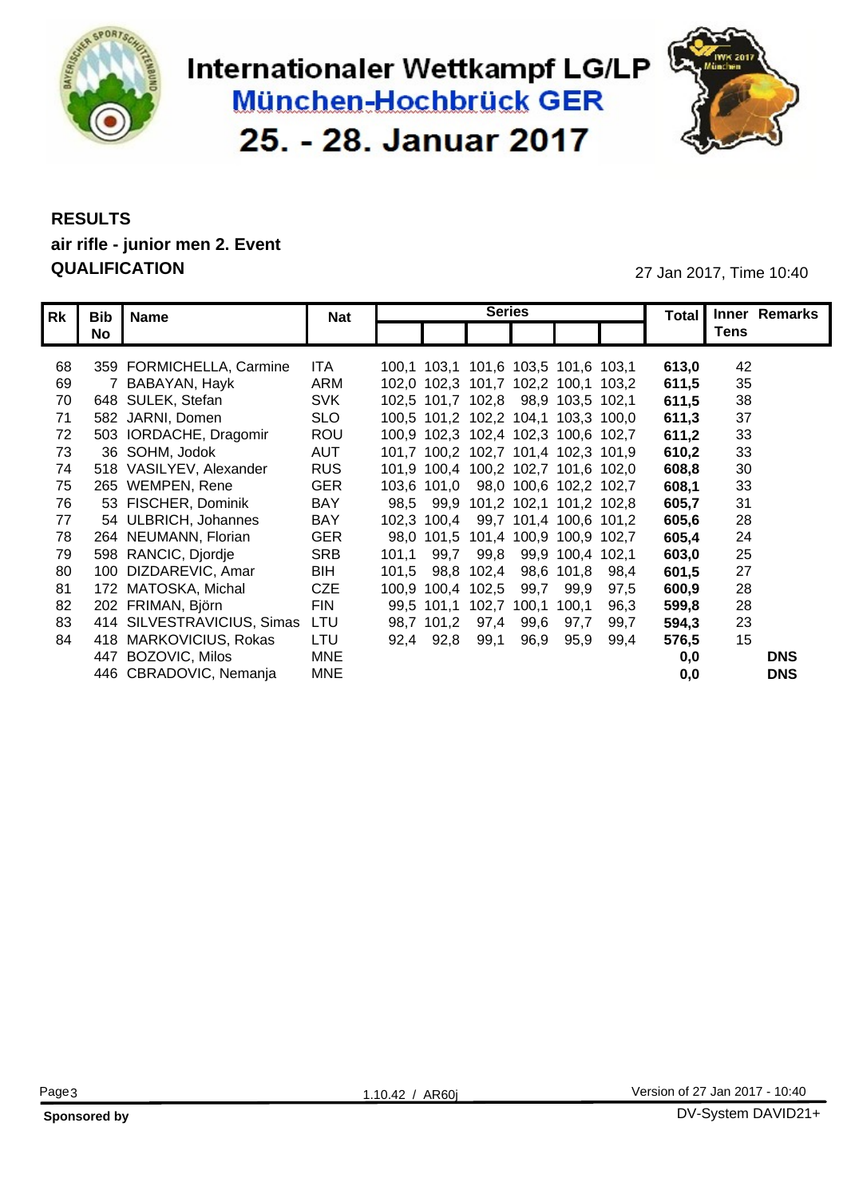# Internationaler Wettkampf LG/LP

## München-Hochbrück GER

## 25. - 28. Januar 2017

**RESULTS**

**air rifle - junior men 2. Event**

**QUALIFICATION**

27 Jan 2017, Time 10:40

| Rk | Bib No | Name | Nat | Series | | | | | | Total | Inner Tens | Remarks |
|---|---|---|---|---|---|---|---|---|---|---|---|---|
| 68 | 359 | FORMICHELLA, Carmine | ITA | 100,1 | 103,1 | 101,6 | 103,5 | 101,6 | 103,1 | **613,0** | 42 | |
| 69 | 7 | BABAYAN, Hayk | ARM | 102,0 | 102,3 | 101,7 | 102,2 | 100,1 | 103,2 | **611,5** | 35 | |
| 70 | 648 | SULEK, Stefan | SVK | 102,5 | 101,7 | 102,8 | 98,9 | 103,5 | 102,1 | **611,5** | 38 | |
| 71 | 582 | JARNI, Domen | SLO | 100,5 | 101,2 | 102,2 | 104,1 | 103,3 | 100,0 | **611,3** | 37 | |
| 72 | 503 | IORDACHE, Dragomir | ROU | 100,9 | 102,3 | 102,4 | 102,3 | 100,6 | 102,7 | **611,2** | 33 | |
| 73 | 36 | SOHM, Jodok | AUT | 101,7 | 100,2 | 102,7 | 101,4 | 102,3 | 101,9 | **610,2** | 33 | |
| 74 | 518 | VASILYEV, Alexander | RUS | 101,9 | 100,4 | 100,2 | 102,7 | 101,6 | 102,0 | **608,8** | 30 | |
| 75 | 265 | WEMPEN, Rene | GER | 103,6 | 101,0 | 98,0 | 100,6 | 102,2 | 102,7 | **608,1** | 33 | |
| 76 | 53 | FISCHER, Dominik | BAY | 98,5 | 99,9 | 101,2 | 102,1 | 101,2 | 102,8 | **605,7** | 31 | |
| 77 | 54 | ULBRICH, Johannes | BAY | 102,3 | 100,4 | 99,7 | 101,4 | 100,6 | 101,2 | **605,6** | 28 | |
| 78 | 264 | NEUMANN, Florian | GER | 98,0 | 101,5 | 101,4 | 100,9 | 100,9 | 102,7 | **605,4** | 24 | |
| 79 | 598 | RANCIC, Djordje | SRB | 101,1 | 99,7 | 99,8 | 99,9 | 100,4 | 102,1 | **603,0** | 25 | |
| 80 | 100 | DIZDAREVIC, Amar | BIH | 101,5 | 98,8 | 102,4 | 98,6 | 101,8 | 98,4 | **601,5** | 27 | |
| 81 | 172 | MATOSKA, Michal | CZE | 100,9 | 100,4 | 102,5 | 99,7 | 99,9 | 97,5 | **600,9** | 28 | |
| 82 | 202 | FRIMAN, Björn | FIN | 99,5 | 101,1 | 102,7 | 100,1 | 100,1 | 96,3 | **599,8** | 28 | |
| 83 | 414 | SILVESTRAVICIUS, Simas | LTU | 98,7 | 101,2 | 97,4 | 99,6 | 97,7 | 99,7 | **594,3** | 23 | |
| 84 | 418 | MARKOVICIUS, Rokas | LTU | 92,4 | 92,8 | 99,1 | 96,9 | 95,9 | 99,4 | **576,5** | 15 | |
| | 447 | BOZOVIC, Milos | MNE | | | | | | | **0,0** | | **DNS** |
| | 446 | CBRADOVIC, Nemanja | MNE | | | | | | | **0,0** | | **DNS** |

1.10.42 / AR60j

Version of 27 Jan 2017 - 10:40

**Sponsored by**

DV-System DAVID21+